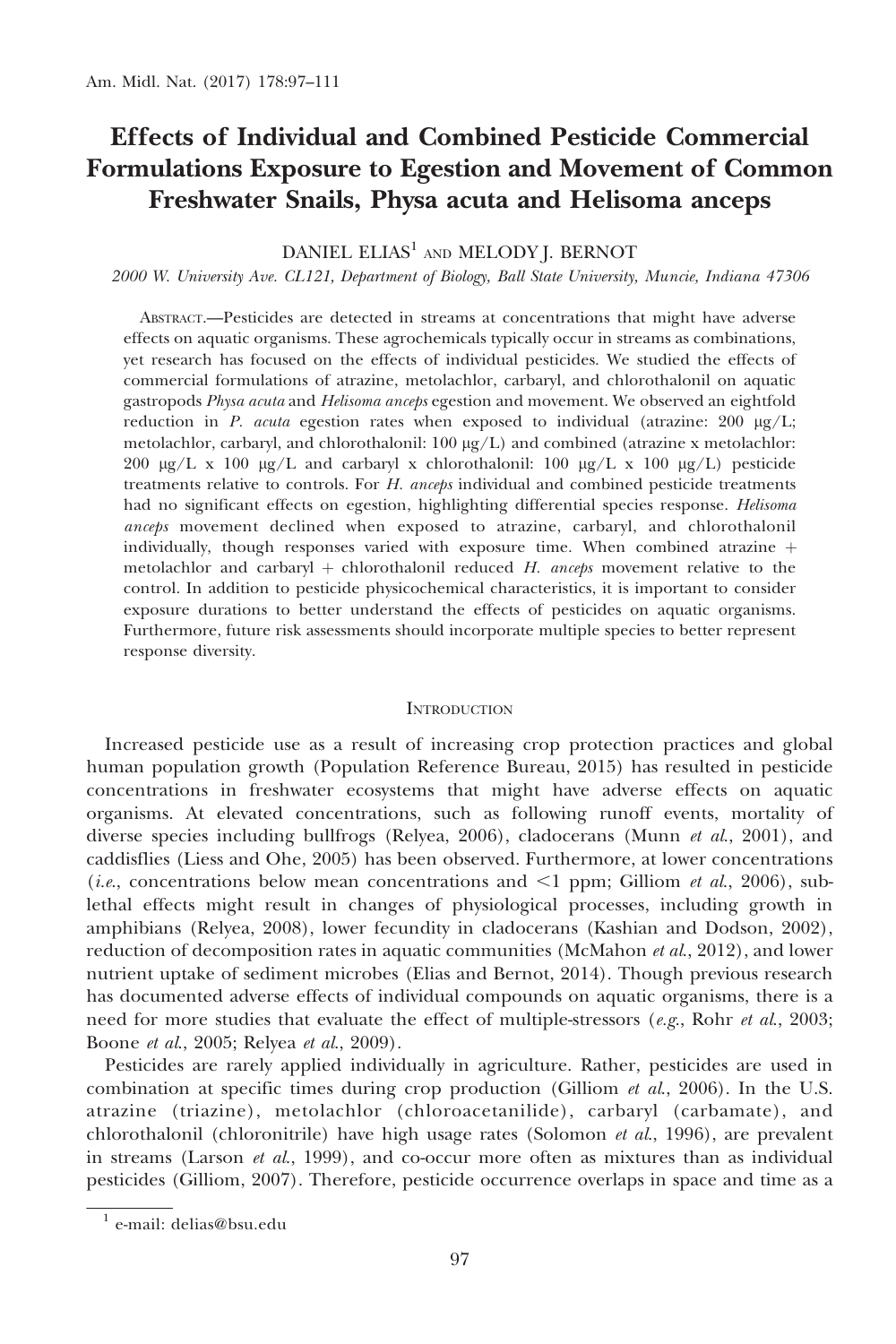# Effects of Individual and Combined Pesticide Commercial Formulations Exposure to Egestion and Movement of Common Freshwater Snails, Physa acuta and Helisoma anceps

DANIEL ELIAS[1] AND MELODY J. BERNOT

*2000 W. University Ave. CL121, Department of Biology, Ball State University, Muncie, Indiana 47306*

ABSTRACT.—Pesticides are detected in streams at concentrations that might have adverse effects on aquatic organisms. These agrochemicals typically occur in streams as combinations, yet research has focused on the effects of individual pesticides. We studied the effects of commercial formulations of atrazine, metolachlor, carbaryl, and chlorothalonil on aquatic gastropods *Physa acuta* and *Helisoma anceps* egestion and movement. We observed an eightfold reduction in *P. acuta* egestion rates when exposed to individual (atrazine: 200 μg/L; metolachlor, carbaryl, and chlorothalonil: 100 μg/L) and combined (atrazine x metolachlor: 200 μg/L x 100 μg/L and carbaryl x chlorothalonil: 100 μg/L x 100 μg/L) pesticide treatments relative to controls. For *H. anceps* individual and combined pesticide treatments had no significant effects on egestion, highlighting differential species response. *Helisoma anceps* movement declined when exposed to atrazine, carbaryl, and chlorothalonil individually, though responses varied with exposure time. When combined atrazine + metolachlor and carbaryl + chlorothalonil reduced *H. anceps* movement relative to the control. In addition to pesticide physicochemical characteristics, it is important to consider exposure durations to better understand the effects of pesticides on aquatic organisms. Furthermore, future risk assessments should incorporate multiple species to better represent response diversity.

## INTRODUCTION

Increased pesticide use as a result of increasing crop protection practices and global human population growth (Population Reference Bureau, 2015) has resulted in pesticide concentrations in freshwater ecosystems that might have adverse effects on aquatic organisms. At elevated concentrations, such as following runoff events, mortality of diverse species including bullfrogs (Relyea, 2006), cladocerans (Munn *et al.*, 2001), and caddisflies (Liess and Ohe, 2005) has been observed. Furthermore, at lower concentrations (*i.e.*, concentrations below mean concentrations and <1 ppm; Gilliom *et al.*, 2006), sub-lethal effects might result in changes of physiological processes, including growth in amphibians (Relyea, 2008), lower fecundity in cladocerans (Kashian and Dodson, 2002), reduction of decomposition rates in aquatic communities (McMahon *et al.*, 2012), and lower nutrient uptake of sediment microbes (Elias and Bernot, 2014). Though previous research has documented adverse effects of individual compounds on aquatic organisms, there is a need for more studies that evaluate the effect of multiple-stressors (*e.g.*, Rohr *et al.*, 2003; Boone *et al.*, 2005; Relyea *et al.*, 2009).

Pesticides are rarely applied individually in agriculture. Rather, pesticides are used in combination at specific times during crop production (Gilliom *et al.*, 2006). In the U.S. atrazine (triazine), metolachlor (chloroacetanilide), carbaryl (carbamate), and chlorothalonil (chloronitrile) have high usage rates (Solomon *et al.*, 1996), are prevalent in streams (Larson *et al.*, 1999), and co-occur more often as mixtures than as individual pesticides (Gilliom, 2007). Therefore, pesticide occurrence overlaps in space and time as a

[1] e-mail: delias@bsu.edu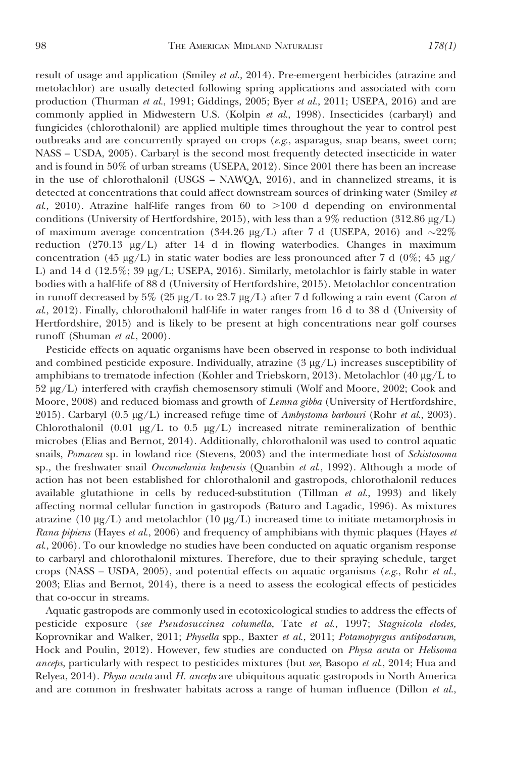result of usage and application (Smiley *et al.*, 2014). Pre-emergent herbicides (atrazine and metolachlor) are usually detected following spring applications and associated with corn production (Thurman *et al.*, 1991; Giddings, 2005; Byer *et al.*, 2011; USEPA, 2016) and are commonly applied in Midwestern U.S. (Kolpin *et al.*, 1998). Insecticides (carbaryl) and fungicides (chlorothalonil) are applied multiple times throughout the year to control pest outbreaks and are concurrently sprayed on crops (*e.g.*, asparagus, snap beans, sweet corn; NASS – USDA, 2005). Carbaryl is the second most frequently detected insecticide in water and is found in 50% of urban streams (USEPA, 2012). Since 2001 there has been an increase in the use of chlorothalonil (USGS – NAWQA, 2016), and in channelized streams, it is detected at concentrations that could affect downstream sources of drinking water (Smiley *et al.*, 2010). Atrazine half-life ranges from 60 to >100 d depending on environmental conditions (University of Hertfordshire, 2015), with less than a 9% reduction (312.86 μg/L) of maximum average concentration (344.26 μg/L) after 7 d (USEPA, 2016) and ~22% reduction (270.13 μg/L) after 14 d in flowing waterbodies. Changes in maximum concentration (45 μg/L) in static water bodies are less pronounced after 7 d (0%; 45 μg/L) and 14 d (12.5%; 39 μg/L; USEPA, 2016). Similarly, metolachlor is fairly stable in water bodies with a half-life of 88 d (University of Hertfordshire, 2015). Metolachlor concentration in runoff decreased by 5% (25 μg/L to 23.7 μg/L) after 7 d following a rain event (Caron *et al.*, 2012). Finally, chlorothalonil half-life in water ranges from 16 d to 38 d (University of Hertfordshire, 2015) and is likely to be present at high concentrations near golf courses runoff (Shuman *et al.*, 2000).

Pesticide effects on aquatic organisms have been observed in response to both individual and combined pesticide exposure. Individually, atrazine (3 μg/L) increases susceptibility of amphibians to trematode infection (Kohler and Triebskorn, 2013). Metolachlor (40 μg/L to 52 μg/L) interfered with crayfish chemosensory stimuli (Wolf and Moore, 2002; Cook and Moore, 2008) and reduced biomass and growth of *Lemna gibba* (University of Hertfordshire, 2015). Carbaryl (0.5 μg/L) increased refuge time of *Ambystoma barbouri* (Rohr *et al.*, 2003). Chlorothalonil (0.01 μg/L to 0.5 μg/L) increased nitrate remineralization of benthic microbes (Elias and Bernot, 2014). Additionally, chlorothalonil was used to control aquatic snails, *Pomacea* sp. in lowland rice (Stevens, 2003) and the intermediate host of *Schistosoma* sp., the freshwater snail *Oncomelania hupensis* (Quanbin *et al.*, 1992). Although a mode of action has not been established for chlorothalonil and gastropods, chlorothalonil reduces available glutathione in cells by reduced-substitution (Tillman *et al.*, 1993) and likely affecting normal cellular function in gastropods (Baturo and Lagadic, 1996). As mixtures atrazine (10 μg/L) and metolachlor (10 μg/L) increased time to initiate metamorphosis in *Rana pipiens* (Hayes *et al.*, 2006) and frequency of amphibians with thymic plaques (Hayes *et al.*, 2006). To our knowledge no studies have been conducted on aquatic organism response to carbaryl and chlorothalonil mixtures. Therefore, due to their spraying schedule, target crops (NASS – USDA, 2005), and potential effects on aquatic organisms (*e.g.*, Rohr *et al.*, 2003; Elias and Bernot, 2014), there is a need to assess the ecological effects of pesticides that co-occur in streams.

Aquatic gastropods are commonly used in ecotoxicological studies to address the effects of pesticide exposure (*see Pseudosuccinea columella,* Tate *et al.*, 1997; *Stagnicola elodes,* Koprovnikar and Walker, 2011; *Physella* spp., Baxter *et al.*, 2011; *Potamopyrgus antipodarum,* Hock and Poulin, 2012). However, few studies are conducted on *Physa acuta* or *Helisoma anceps*, particularly with respect to pesticides mixtures (but *see*, Basopo *et al.*, 2014; Hua and Relyea, 2014). *Physa acuta* and *H. anceps* are ubiquitous aquatic gastropods in North America and are common in freshwater habitats across a range of human influence (Dillon *et al.*,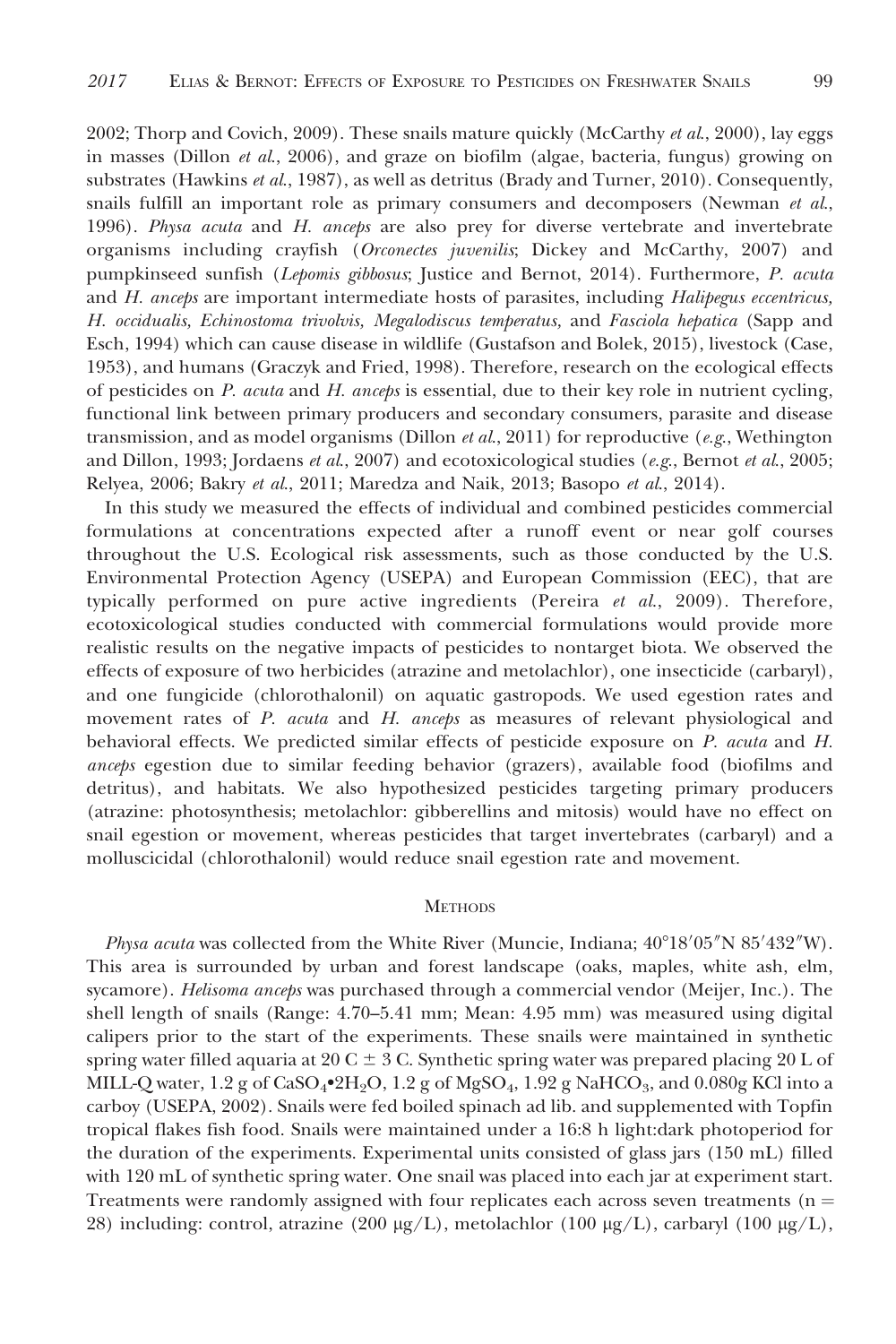2002; Thorp and Covich, 2009). These snails mature quickly (McCarthy *et al.*, 2000), lay eggs in masses (Dillon *et al.*, 2006), and graze on biofilm (algae, bacteria, fungus) growing on substrates (Hawkins *et al.*, 1987), as well as detritus (Brady and Turner, 2010). Consequently, snails fulfill an important role as primary consumers and decomposers (Newman *et al.*, 1996). *Physa acuta* and *H. anceps* are also prey for diverse vertebrate and invertebrate organisms including crayfish (*Orconectes juvenilis*; Dickey and McCarthy, 2007) and pumpkinseed sunfish (*Lepomis gibbosus*; Justice and Bernot, 2014). Furthermore, *P. acuta* and *H. anceps* are important intermediate hosts of parasites, including *Halipegus eccentricus, H. occidualis, Echinostoma trivolvis, Megalodiscus temperatus,* and *Fasciola hepatica* (Sapp and Esch, 1994) which can cause disease in wildlife (Gustafson and Bolek, 2015), livestock (Case, 1953), and humans (Graczyk and Fried, 1998). Therefore, research on the ecological effects of pesticides on *P. acuta* and *H. anceps* is essential, due to their key role in nutrient cycling, functional link between primary producers and secondary consumers, parasite and disease transmission, and as model organisms (Dillon *et al.*, 2011) for reproductive (*e.g.*, Wethington and Dillon, 1993; Jordaens *et al.*, 2007) and ecotoxicological studies (*e.g.*, Bernot *et al.*, 2005; Relyea, 2006; Bakry *et al.*, 2011; Maredza and Naik, 2013; Basopo *et al.*, 2014).

In this study we measured the effects of individual and combined pesticides commercial formulations at concentrations expected after a runoff event or near golf courses throughout the U.S. Ecological risk assessments, such as those conducted by the U.S. Environmental Protection Agency (USEPA) and European Commission (EEC), that are typically performed on pure active ingredients (Pereira *et al.*, 2009). Therefore, ecotoxicological studies conducted with commercial formulations would provide more realistic results on the negative impacts of pesticides to nontarget biota. We observed the effects of exposure of two herbicides (atrazine and metolachlor), one insecticide (carbaryl), and one fungicide (chlorothalonil) on aquatic gastropods. We used egestion rates and movement rates of *P. acuta* and *H. anceps* as measures of relevant physiological and behavioral effects. We predicted similar effects of pesticide exposure on *P. acuta* and *H. anceps* egestion due to similar feeding behavior (grazers), available food (biofilms and detritus), and habitats. We also hypothesized pesticides targeting primary producers (atrazine: photosynthesis; metolachlor: gibberellins and mitosis) would have no effect on snail egestion or movement, whereas pesticides that target invertebrates (carbaryl) and a molluscicidal (chlorothalonil) would reduce snail egestion rate and movement.

## Methods

*Physa acuta* was collected from the White River (Muncie, Indiana; 40°18′05″N 85′432″W). This area is surrounded by urban and forest landscape (oaks, maples, white ash, elm, sycamore). *Helisoma anceps* was purchased through a commercial vendor (Meijer, Inc.). The shell length of snails (Range: 4.70–5.41 mm; Mean: 4.95 mm) was measured using digital calipers prior to the start of the experiments. These snails were maintained in synthetic spring water filled aquaria at 20 C ± 3 C. Synthetic spring water was prepared placing 20 L of MILL-Q water, 1.2 g of $CaSO_4 \cdot 2H_2O$, 1.2 g of $MgSO_4$, 1.92 g $NaHCO_3$, and 0.080g KCl into a carboy (USEPA, 2002). Snails were fed boiled spinach ad lib. and supplemented with Topfin tropical flakes fish food. Snails were maintained under a 16:8 h light:dark photoperiod for the duration of the experiments. Experimental units consisted of glass jars (150 mL) filled with 120 mL of synthetic spring water. One snail was placed into each jar at experiment start. Treatments were randomly assigned with four replicates each across seven treatments ($n = 28$) including: control, atrazine (200 μg/L), metolachlor (100 μg/L), carbaryl (100 μg/L),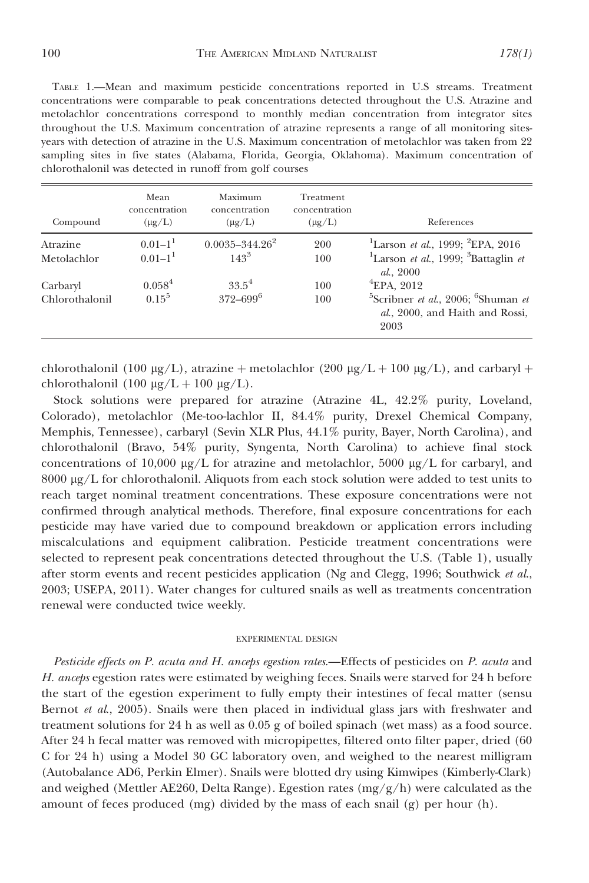TABLE 1.—Mean and maximum pesticide concentrations reported in U.S streams. Treatment concentrations were comparable to peak concentrations detected throughout the U.S. Atrazine and metolachlor concentrations correspond to monthly median concentration from integrator sites throughout the U.S. Maximum concentration of atrazine represents a range of all monitoring sites-years with detection of atrazine in the U.S. Maximum concentration of metolachlor was taken from 22 sampling sites in five states (Alabama, Florida, Georgia, Oklahoma). Maximum concentration of chlorothalonil was detected in runoff from golf courses

| Compound | Mean concentration (μg/L) | Maximum concentration (μg/L) | Treatment concentration (μg/L) | References |
|---|---|---|---|---|
| Atrazine | 0.01–1[1] | 0.0035–344.26[2] | 200 | [1]Larson *et al.*, 1999; [2]EPA, 2016 |
| Metolachlor | 0.01–1[1] | 143[3] | 100 | [1]Larson *et al.*, 1999; [3]Battaglin *et al.*, 2000 |
| Carbaryl | 0.058[4] | 33.5[4] | 100 | [4]EPA, 2012 |
| Chlorothalonil | 0.15[5] | 372–699[6] | 100 | [5]Scribner *et al.*, 2006; [6]Shuman *et al.*, 2000, and Haith and Rossi, 2003 |

chlorothalonil (100 μg/L), atrazine + metolachlor (200 μg/L + 100 μg/L), and carbaryl + chlorothalonil (100 μg/L + 100 μg/L).

Stock solutions were prepared for atrazine (Atrazine 4L, 42.2% purity, Loveland, Colorado), metolachlor (Me-too-lachlor II, 84.4% purity, Drexel Chemical Company, Memphis, Tennessee), carbaryl (Sevin XLR Plus, 44.1% purity, Bayer, North Carolina), and chlorothalonil (Bravo, 54% purity, Syngenta, North Carolina) to achieve final stock concentrations of 10,000 μg/L for atrazine and metolachlor, 5000 μg/L for carbaryl, and 8000 μg/L for chlorothalonil. Aliquots from each stock solution were added to test units to reach target nominal treatment concentrations. These exposure concentrations were not confirmed through analytical methods. Therefore, final exposure concentrations for each pesticide may have varied due to compound breakdown or application errors including miscalculations and equipment calibration. Pesticide treatment concentrations were selected to represent peak concentrations detected throughout the U.S. (Table 1), usually after storm events and recent pesticides application (Ng and Clegg, 1996; Southwick *et al.*, 2003; USEPA, 2011). Water changes for cultured snails as well as treatments concentration renewal were conducted twice weekly.

### EXPERIMENTAL DESIGN

*Pesticide effects on P. acuta and H. anceps egestion rates*.—Effects of pesticides on *P. acuta* and *H. anceps* egestion rates were estimated by weighing feces. Snails were starved for 24 h before the start of the egestion experiment to fully empty their intestines of fecal matter (sensu Bernot *et al.*, 2005). Snails were then placed in individual glass jars with freshwater and treatment solutions for 24 h as well as 0.05 g of boiled spinach (wet mass) as a food source. After 24 h fecal matter was removed with micropipettes, filtered onto filter paper, dried (60 C for 24 h) using a Model 30 GC laboratory oven, and weighed to the nearest milligram (Autobalance AD6, Perkin Elmer). Snails were blotted dry using Kimwipes (Kimberly-Clark) and weighed (Mettler AE260, Delta Range). Egestion rates (mg/g/h) were calculated as the amount of feces produced (mg) divided by the mass of each snail (g) per hour (h).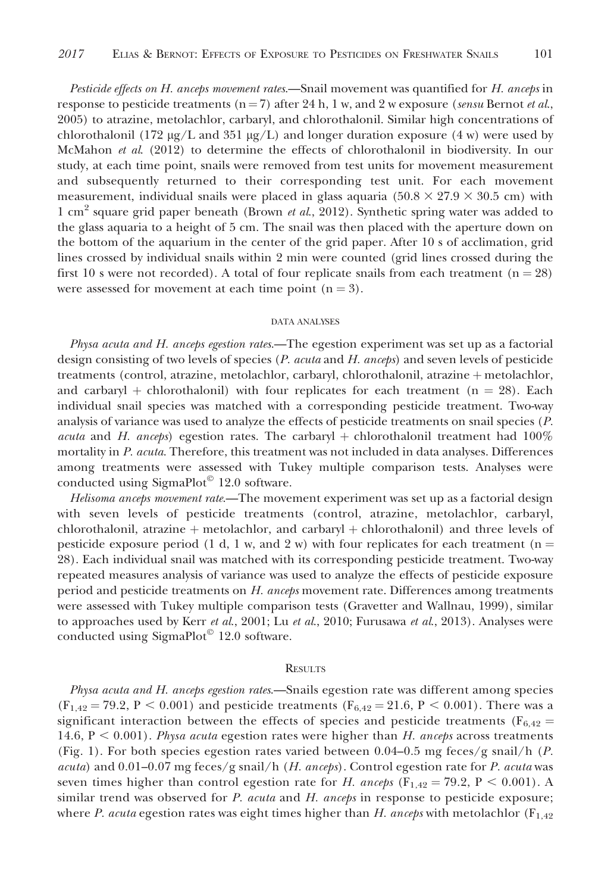*Pesticide effects on H. anceps movement rates*.—Snail movement was quantified for *H. anceps* in response to pesticide treatments ($n = 7$) after 24 h, 1 w, and 2 w exposure (*sensu* Bernot *et al.*, 2005) to atrazine, metolachlor, carbaryl, and chlorothalonil. Similar high concentrations of chlorothalonil (172 μg/L and 351 μg/L) and longer duration exposure (4 w) were used by McMahon *et al.* (2012) to determine the effects of chlorothalonil in biodiversity. In our study, at each time point, snails were removed from test units for movement measurement and subsequently returned to their corresponding test unit. For each movement measurement, individual snails were placed in glass aquaria (50.8 × 27.9 × 30.5 cm) with 1 $cm^2$ square grid paper beneath (Brown *et al.*, 2012). Synthetic spring water was added to the glass aquaria to a height of 5 cm. The snail was then placed with the aperture down on the bottom of the aquarium in the center of the grid paper. After 10 s of acclimation, grid lines crossed by individual snails within 2 min were counted (grid lines crossed during the first 10 s were not recorded). A total of four replicate snails from each treatment ($n = 28$) were assessed for movement at each time point ($n = 3$).

### Data Analyses

*Physa acuta and H. anceps egestion rates*.—The egestion experiment was set up as a factorial design consisting of two levels of species (*P. acuta* and *H. anceps*) and seven levels of pesticide treatments (control, atrazine, metolachlor, carbaryl, chlorothalonil, atrazine + metolachlor, and carbaryl + chlorothalonil) with four replicates for each treatment ($n = 28$). Each individual snail species was matched with a corresponding pesticide treatment. Two-way analysis of variance was used to analyze the effects of pesticide treatments on snail species (*P. acuta* and *H. anceps*) egestion rates. The carbaryl + chlorothalonil treatment had 100% mortality in *P. acuta*. Therefore, this treatment was not included in data analyses. Differences among treatments were assessed with Tukey multiple comparison tests. Analyses were conducted using SigmaPlot© 12.0 software.

*Helisoma anceps movement rate*.—The movement experiment was set up as a factorial design with seven levels of pesticide treatments (control, atrazine, metolachlor, carbaryl, chlorothalonil, atrazine + metolachlor, and carbaryl + chlorothalonil) and three levels of pesticide exposure period (1 d, 1 w, and 2 w) with four replicates for each treatment ($n = 28$). Each individual snail was matched with its corresponding pesticide treatment. Two-way repeated measures analysis of variance was used to analyze the effects of pesticide exposure period and pesticide treatments on *H. anceps* movement rate. Differences among treatments were assessed with Tukey multiple comparison tests (Gravetter and Wallnau, 1999), similar to approaches used by Kerr *et al.*, 2001; Lu *et al.*, 2010; Furusawa *et al.*, 2013). Analyses were conducted using SigmaPlot© 12.0 software.

## Results

*Physa acuta and H. anceps egestion rates*.—Snails egestion rate was different among species ($F_{1,42} = 79.2$, $P < 0.001$) and pesticide treatments ($F_{6,42} = 21.6$, $P < 0.001$). There was a significant interaction between the effects of species and pesticide treatments ($F_{6,42} = 14.6$, $P < 0.001$). *Physa acuta* egestion rates were higher than *H. anceps* across treatments (Fig. 1). For both species egestion rates varied between 0.04–0.5 mg feces/g snail/h (*P. acuta*) and 0.01–0.07 mg feces/g snail/h (*H. anceps*). Control egestion rate for *P. acuta* was seven times higher than control egestion rate for *H. anceps* ($F_{1,42} = 79.2$, $P < 0.001$). A similar trend was observed for *P. acuta* and *H. anceps* in response to pesticide exposure; where *P. acuta* egestion rates was eight times higher than *H. anceps* with metolachlor ($F_{1,42}$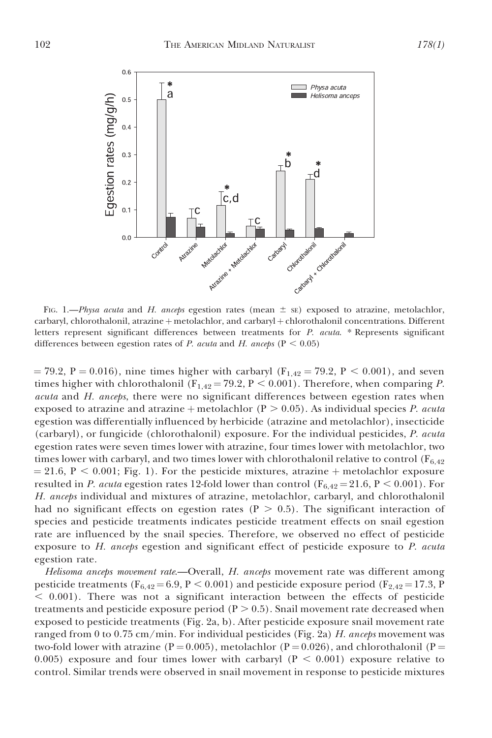FIG. 1.—*Physa acuta* and *H. anceps* egestion rates (mean ± SE) exposed to atrazine, metolachlor, carbaryl, chlorothalonil, atrazine + metolachlor, and carbaryl + chlorothalonil concentrations. Different letters represent significant differences between treatments for *P. acuta*. * Represents significant differences between egestion rates of *P. acuta* and *H. anceps* ($P < 0.05$)

$= 79.2$, $P = 0.016$), nine times higher with carbaryl ($F_{1,42} = 79.2$, $P < 0.001$), and seven times higher with chlorothalonil ($F_{1,42} = 79.2$, $P < 0.001$). Therefore, when comparing *P. acuta* and *H. anceps*, there were no significant differences between egestion rates when exposed to atrazine and atrazine + metolachlor ($P > 0.05$). As individual species *P. acuta* egestion was differentially influenced by herbicide (atrazine and metolachlor), insecticide (carbaryl), or fungicide (chlorothalonil) exposure. For the individual pesticides, *P. acuta* egestion rates were seven times lower with atrazine, four times lower with metolachlor, two times lower with carbaryl, and two times lower with chlorothalonil relative to control ($F_{6,42} = 21.6$, $P < 0.001$; Fig. 1). For the pesticide mixtures, atrazine + metolachlor exposure resulted in *P. acuta* egestion rates 12-fold lower than control ($F_{6,42} = 21.6$, $P < 0.001$). For *H. anceps* individual and mixtures of atrazine, metolachlor, carbaryl, and chlorothalonil had no significant effects on egestion rates ($P > 0.5$). The significant interaction of species and pesticide treatments indicates pesticide treatment effects on snail egestion rate are influenced by the snail species. Therefore, we observed no effect of pesticide exposure to *H. anceps* egestion and significant effect of pesticide exposure to *P. acuta* egestion rate.

*Helisoma anceps movement rate.*—Overall, *H. anceps* movement rate was different among pesticide treatments ($F_{6,42} = 6.9$, $P < 0.001$) and pesticide exposure period ($F_{2,42} = 17.3$, $P < 0.001$). There was not a significant interaction between the effects of pesticide treatments and pesticide exposure period ($P > 0.5$). Snail movement rate decreased when exposed to pesticide treatments (Fig. 2a, b). After pesticide exposure snail movement rate ranged from 0 to 0.75 cm/min. For individual pesticides (Fig. 2a) *H. anceps* movement was two-fold lower with atrazine ($P = 0.005$), metolachlor ($P = 0.026$), and chlorothalonil ($P = 0.005$) exposure and four times lower with carbaryl ($P < 0.001$) exposure relative to control. Similar trends were observed in snail movement in response to pesticide mixtures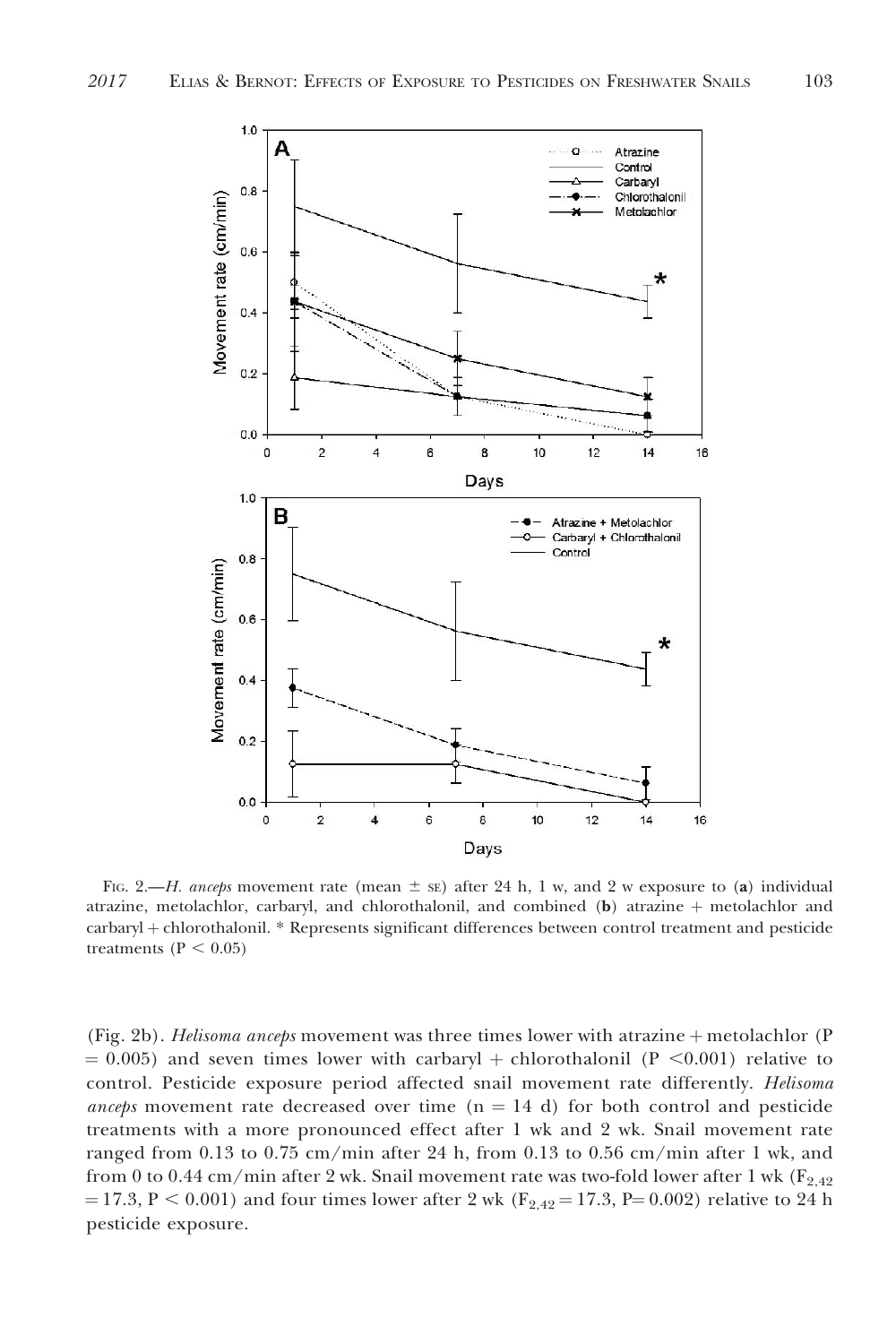FIG. 2.—*H. anceps* movement rate (mean ± SE) after 24 h, 1 w, and 2 w exposure to (**a**) individual atrazine, metolachlor, carbaryl, and chlorothalonil, and combined (**b**) atrazine + metolachlor and carbaryl + chlorothalonil. * Represents significant differences between control treatment and pesticide treatments ($P < 0.05$)

(Fig. 2b). *Helisoma anceps* movement was three times lower with atrazine + metolachlor ($P = 0.005$) and seven times lower with carbaryl + chlorothalonil ($P < 0.001$) relative to control. Pesticide exposure period affected snail movement rate differently. *Helisoma anceps* movement rate decreased over time ($n = 14$ d) for both control and pesticide treatments with a more pronounced effect after 1 wk and 2 wk. Snail movement rate ranged from 0.13 to 0.75 cm/min after 24 h, from 0.13 to 0.56 cm/min after 1 wk, and from 0 to 0.44 cm/min after 2 wk. Snail movement rate was two-fold lower after 1 wk ($F_{2,42} = 17.3$, $P < 0.001$) and four times lower after 2 wk ($F_{2,42} = 17.3$, $P = 0.002$) relative to 24 h pesticide exposure.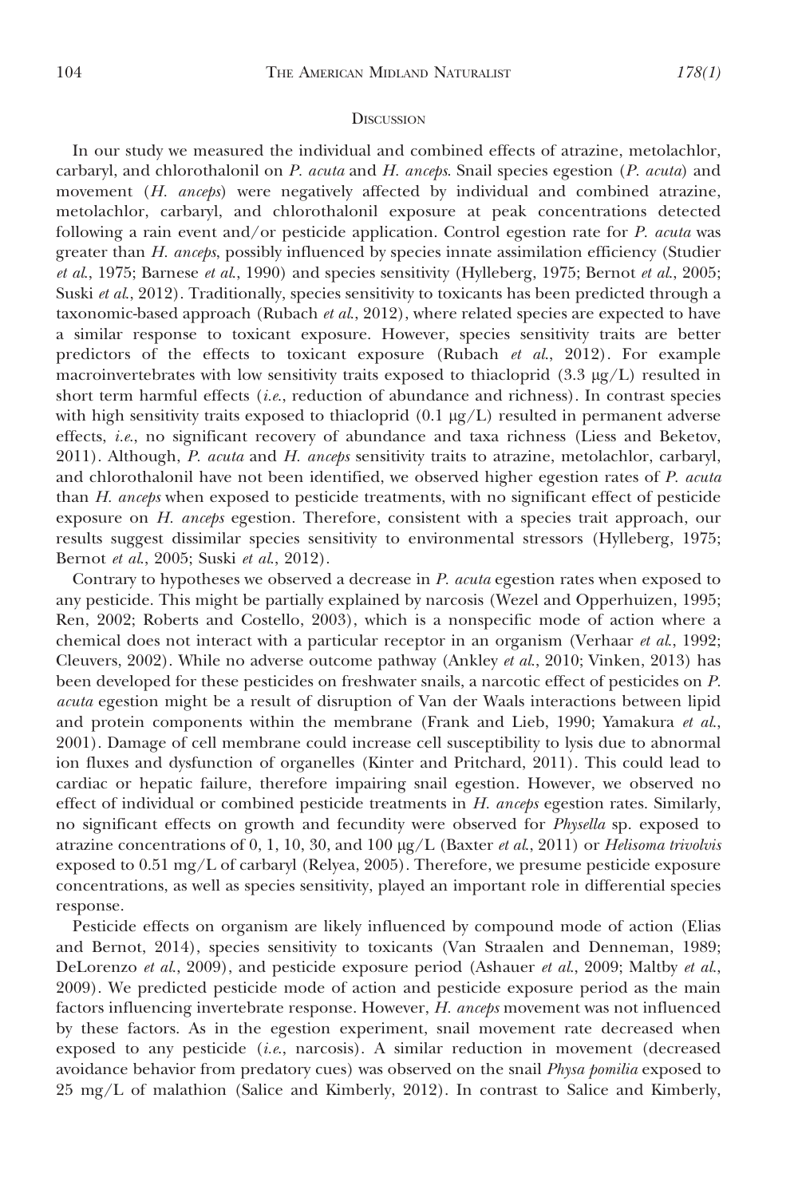## Discussion

In our study we measured the individual and combined effects of atrazine, metolachlor, carbaryl, and chlorothalonil on *P. acuta* and *H. anceps*. Snail species egestion (*P. acuta*) and movement (*H. anceps*) were negatively affected by individual and combined atrazine, metolachlor, carbaryl, and chlorothalonil exposure at peak concentrations detected following a rain event and/or pesticide application. Control egestion rate for *P. acuta* was greater than *H. anceps*, possibly influenced by species innate assimilation efficiency (Studier *et al.*, 1975; Barnese *et al.*, 1990) and species sensitivity (Hylleberg, 1975; Bernot *et al.*, 2005; Suski *et al.*, 2012). Traditionally, species sensitivity to toxicants has been predicted through a taxonomic-based approach (Rubach *et al.*, 2012), where related species are expected to have a similar response to toxicant exposure. However, species sensitivity traits are better predictors of the effects to toxicant exposure (Rubach *et al.*, 2012). For example macroinvertebrates with low sensitivity traits exposed to thiacloprid (3.3 μg/L) resulted in short term harmful effects (*i.e.*, reduction of abundance and richness). In contrast species with high sensitivity traits exposed to thiacloprid (0.1 μg/L) resulted in permanent adverse effects, *i.e.*, no significant recovery of abundance and taxa richness (Liess and Beketov, 2011). Although, *P. acuta* and *H. anceps* sensitivity traits to atrazine, metolachlor, carbaryl, and chlorothalonil have not been identified, we observed higher egestion rates of *P. acuta* than *H. anceps* when exposed to pesticide treatments, with no significant effect of pesticide exposure on *H. anceps* egestion. Therefore, consistent with a species trait approach, our results suggest dissimilar species sensitivity to environmental stressors (Hylleberg, 1975; Bernot *et al.*, 2005; Suski *et al.*, 2012).

Contrary to hypotheses we observed a decrease in *P. acuta* egestion rates when exposed to any pesticide. This might be partially explained by narcosis (Wezel and Opperhuizen, 1995; Ren, 2002; Roberts and Costello, 2003), which is a nonspecific mode of action where a chemical does not interact with a particular receptor in an organism (Verhaar *et al.*, 1992; Cleuvers, 2002). While no adverse outcome pathway (Ankley *et al.*, 2010; Vinken, 2013) has been developed for these pesticides on freshwater snails, a narcotic effect of pesticides on *P. acuta* egestion might be a result of disruption of Van der Waals interactions between lipid and protein components within the membrane (Frank and Lieb, 1990; Yamakura *et al.*, 2001). Damage of cell membrane could increase cell susceptibility to lysis due to abnormal ion fluxes and dysfunction of organelles (Kinter and Pritchard, 2011). This could lead to cardiac or hepatic failure, therefore impairing snail egestion. However, we observed no effect of individual or combined pesticide treatments in *H. anceps* egestion rates. Similarly, no significant effects on growth and fecundity were observed for *Physella* sp. exposed to atrazine concentrations of 0, 1, 10, 30, and 100 μg/L (Baxter *et al.*, 2011) or *Helisoma trivolvis* exposed to 0.51 mg/L of carbaryl (Relyea, 2005). Therefore, we presume pesticide exposure concentrations, as well as species sensitivity, played an important role in differential species response.

Pesticide effects on organism are likely influenced by compound mode of action (Elias and Bernot, 2014), species sensitivity to toxicants (Van Straalen and Denneman, 1989; DeLorenzo *et al.*, 2009), and pesticide exposure period (Ashauer *et al.*, 2009; Maltby *et al.*, 2009). We predicted pesticide mode of action and pesticide exposure period as the main factors influencing invertebrate response. However, *H. anceps* movement was not influenced by these factors. As in the egestion experiment, snail movement rate decreased when exposed to any pesticide (*i.e.*, narcosis). A similar reduction in movement (decreased avoidance behavior from predatory cues) was observed on the snail *Physa pomilia* exposed to 25 mg/L of malathion (Salice and Kimberly, 2012). In contrast to Salice and Kimberly,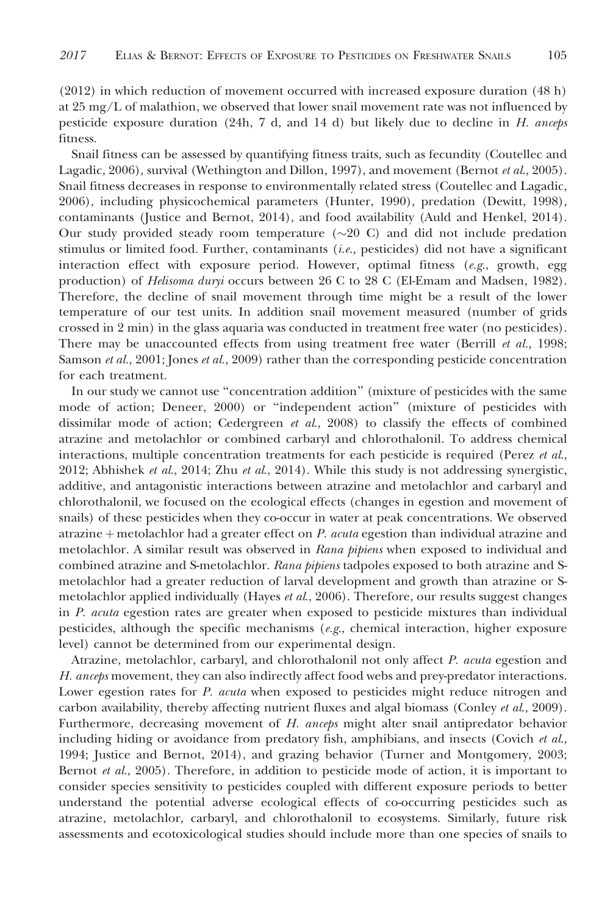(2012) in which reduction of movement occurred with increased exposure duration (48 h) at 25 mg/L of malathion, we observed that lower snail movement rate was not influenced by pesticide exposure duration (24h, 7 d, and 14 d) but likely due to decline in *H. anceps* fitness.

Snail fitness can be assessed by quantifying fitness traits, such as fecundity (Coutellec and Lagadic, 2006), survival (Wethington and Dillon, 1997), and movement (Bernot *et al.*, 2005). Snail fitness decreases in response to environmentally related stress (Coutellec and Lagadic, 2006), including physicochemical parameters (Hunter, 1990), predation (Dewitt, 1998), contaminants (Justice and Bernot, 2014), and food availability (Auld and Henkel, 2014). Our study provided steady room temperature (~20 C) and did not include predation stimulus or limited food. Further, contaminants (*i.e.,* pesticides) did not have a significant interaction effect with exposure period. However, optimal fitness (*e.g.*, growth, egg production) of *Helisoma duryi* occurs between 26 C to 28 C (El-Emam and Madsen, 1982). Therefore, the decline of snail movement through time might be a result of the lower temperature of our test units. In addition snail movement measured (number of grids crossed in 2 min) in the glass aquaria was conducted in treatment free water (no pesticides). There may be unaccounted effects from using treatment free water (Berrill *et al.,* 1998; Samson *et al.,* 2001; Jones *et al.,* 2009) rather than the corresponding pesticide concentration for each treatment.

In our study we cannot use "concentration addition" (mixture of pesticides with the same mode of action; Deneer, 2000) or "independent action" (mixture of pesticides with dissimilar mode of action; Cedergreen *et al.,* 2008) to classify the effects of combined atrazine and metolachlor or combined carbaryl and chlorothalonil. To address chemical interactions, multiple concentration treatments for each pesticide is required (Perez *et al.*, 2012; Abhishek *et al.*, 2014; Zhu *et al.*, 2014). While this study is not addressing synergistic, additive, and antagonistic interactions between atrazine and metolachlor and carbaryl and chlorothalonil, we focused on the ecological effects (changes in egestion and movement of snails) of these pesticides when they co-occur in water at peak concentrations. We observed atrazine + metolachlor had a greater effect on *P. acuta* egestion than individual atrazine and metolachlor. A similar result was observed in *Rana pipiens* when exposed to individual and combined atrazine and S-metolachlor. *Rana pipiens* tadpoles exposed to both atrazine and S-metolachlor had a greater reduction of larval development and growth than atrazine or S-metolachlor applied individually (Hayes *et al.*, 2006). Therefore, our results suggest changes in *P. acuta* egestion rates are greater when exposed to pesticide mixtures than individual pesticides, although the specific mechanisms (*e.g.*, chemical interaction, higher exposure level) cannot be determined from our experimental design.

Atrazine, metolachlor, carbaryl, and chlorothalonil not only affect *P. acuta* egestion and *H. anceps* movement, they can also indirectly affect food webs and prey-predator interactions. Lower egestion rates for *P. acuta* when exposed to pesticides might reduce nitrogen and carbon availability, thereby affecting nutrient fluxes and algal biomass (Conley *et al.*, 2009). Furthermore, decreasing movement of *H. anceps* might alter snail antipredator behavior including hiding or avoidance from predatory fish, amphibians, and insects (Covich *et al.*, 1994; Justice and Bernot, 2014), and grazing behavior (Turner and Montgomery, 2003; Bernot *et al.*, 2005). Therefore, in addition to pesticide mode of action, it is important to consider species sensitivity to pesticides coupled with different exposure periods to better understand the potential adverse ecological effects of co-occurring pesticides such as atrazine, metolachlor, carbaryl, and chlorothalonil to ecosystems. Similarly, future risk assessments and ecotoxicological studies should include more than one species of snails to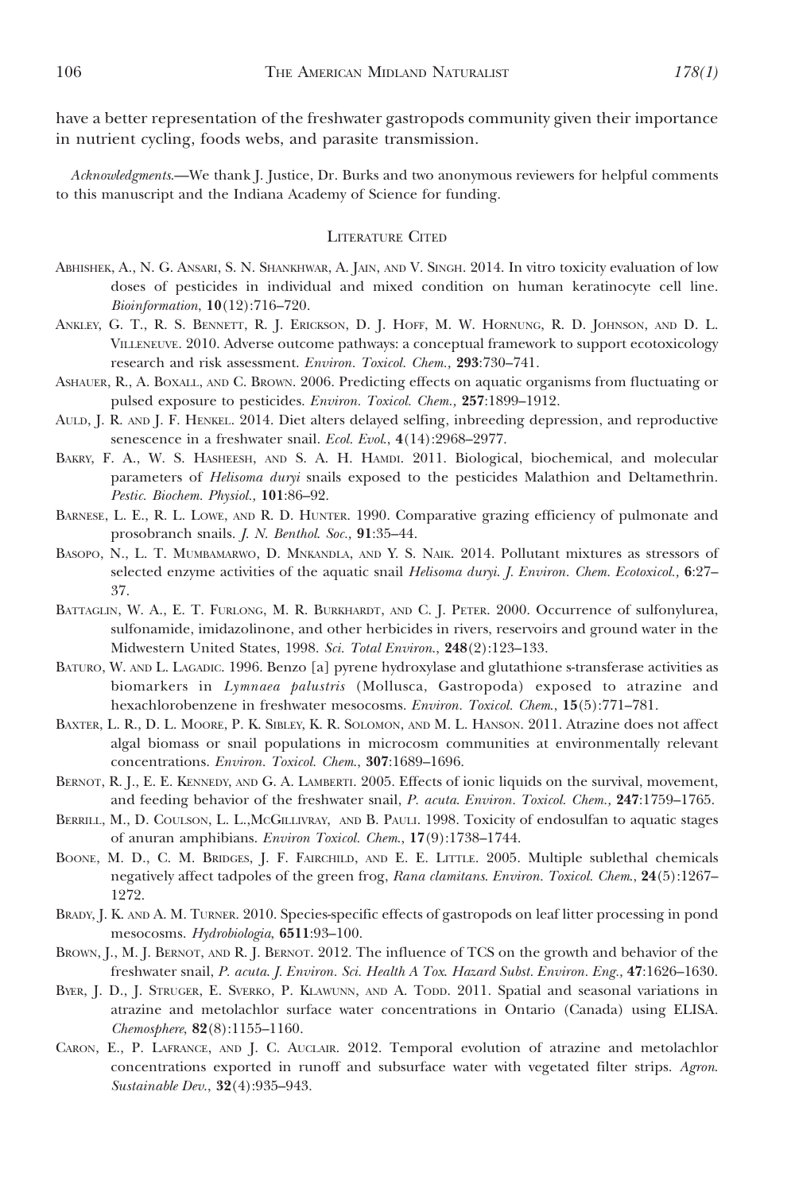have a better representation of the freshwater gastropods community given their importance in nutrient cycling, foods webs, and parasite transmission.

*Acknowledgments.*—We thank J. Justice, Dr. Burks and two anonymous reviewers for helpful comments to this manuscript and the Indiana Academy of Science for funding.

## Literature Cited

Abhishek, A., N. G. Ansari, S. N. Shankhwar, A. Jain, and V. Singh. 2014. In vitro toxicity evaluation of low doses of pesticides in individual and mixed condition on human keratinocyte cell line. *Bioinformation*, **10**(12):716–720.

Ankley, G. T., R. S. Bennett, R. J. Erickson, D. J. Hoff, M. W. Hornung, R. D. Johnson, and D. L. Villeneuve. 2010. Adverse outcome pathways: a conceptual framework to support ecotoxicology research and risk assessment. *Environ. Toxicol. Chem.,* **293**:730–741.

Ashauer, R., A. Boxall, and C. Brown. 2006. Predicting effects on aquatic organisms from fluctuating or pulsed exposure to pesticides. *Environ. Toxicol. Chem.,* **257**:1899–1912.

Auld, J. R. and J. F. Henkel. 2014. Diet alters delayed selfing, inbreeding depression, and reproductive senescence in a freshwater snail. *Ecol. Evol.*, **4**(14):2968–2977.

Bakry, F. A., W. S. Hasheesh, and S. A. H. Hamdi. 2011. Biological, biochemical, and molecular parameters of *Helisoma duryi* snails exposed to the pesticides Malathion and Deltamethrin. *Pestic. Biochem. Physiol.,* **101**:86–92.

Barnese, L. E., R. L. Lowe, and R. D. Hunter. 1990. Comparative grazing efficiency of pulmonate and prosobranch snails. *J. N. Benthol. Soc.,* **91**:35–44.

Basopo, N., L. T. Mumbamarwo, D. Mnkandla, and Y. S. Naik. 2014. Pollutant mixtures as stressors of selected enzyme activities of the aquatic snail *Helisoma duryi. J. Environ. Chem. Ecotoxicol.,* **6**:27–37.

Battaglin, W. A., E. T. Furlong, M. R. Burkhardt, and C. J. Peter. 2000. Occurrence of sulfonylurea, sulfonamide, imidazolinone, and other herbicides in rivers, reservoirs and ground water in the Midwestern United States, 1998. *Sci. Total Environ.*, **248**(2):123–133.

Baturo, W. and L. Lagadic. 1996. Benzo [a] pyrene hydroxylase and glutathione s-transferase activities as biomarkers in *Lymnaea palustris* (Mollusca, Gastropoda) exposed to atrazine and hexachlorobenzene in freshwater mesocosms. *Environ. Toxicol. Chem.*, **15**(5):771–781.

Baxter, L. R., D. L. Moore, P. K. Sibley, K. R. Solomon, and M. L. Hanson. 2011. Atrazine does not affect algal biomass or snail populations in microcosm communities at environmentally relevant concentrations. *Environ. Toxicol. Chem.*, **307**:1689–1696.

Bernot, R. J., E. E. Kennedy, and G. A. Lamberti. 2005. Effects of ionic liquids on the survival, movement, and feeding behavior of the freshwater snail, *P. acuta*. *Environ. Toxicol. Chem.,* **247**:1759–1765.

Berrill, M., D. Coulson, L. L.,McGillivray, and B. Pauli. 1998. Toxicity of endosulfan to aquatic stages of anuran amphibians. *Environ Toxicol. Chem.*, **17**(9):1738–1744.

Boone, M. D., C. M. Bridges, J. F. Fairchild, and E. E. Little. 2005. Multiple sublethal chemicals negatively affect tadpoles of the green frog, *Rana clamitans*. *Environ. Toxicol. Chem.*, **24**(5):1267–1272.

Brady, J. K. and A. M. Turner. 2010. Species-specific effects of gastropods on leaf litter processing in pond mesocosms. *Hydrobiologia*, **6511**:93–100.

Brown, J., M. J. Bernot, and R. J. Bernot. 2012. The influence of TCS on the growth and behavior of the freshwater snail, *P. acuta*. *J. Environ. Sci. Health A Tox. Hazard Subst. Environ. Eng.,* **47**:1626–1630.

Byer, J. D., J. Struger, E. Sverko, P. Klawunn, and A. Todd. 2011. Spatial and seasonal variations in atrazine and metolachlor surface water concentrations in Ontario (Canada) using ELISA. *Chemosphere*, **82**(8):1155–1160.

Caron, E., P. Lafrance, and J. C. Auclair. 2012. Temporal evolution of atrazine and metolachlor concentrations exported in runoff and subsurface water with vegetated filter strips. *Agron. Sustainable Dev.*, **32**(4):935–943.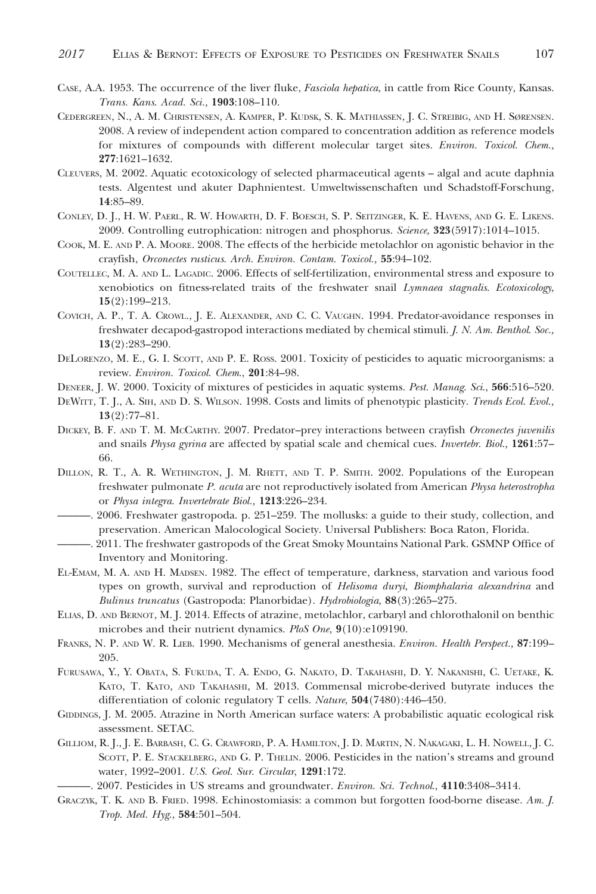Case, A.A. 1953. The occurrence of the liver fluke, *Fasciola hepatica*, in cattle from Rice County, Kansas. *Trans. Kans. Acad. Sci.,* **1903**:108–110.

Cedergreen, N., A. M. Christensen, A. Kamper, P. Kudsk, S. K. Mathiassen, J. C. Streibig, and H. Sørensen. 2008. A review of independent action compared to concentration addition as reference models for mixtures of compounds with different molecular target sites. *Environ. Toxicol. Chem.,* **277**:1621–1632.

Cleuvers, M. 2002. Aquatic ecotoxicology of selected pharmaceutical agents – algal and acute daphnia tests. Algentest und akuter Daphnientest. Umweltwissenschaften und Schadstoff-Forschung, **14**:85–89.

Conley, D. J., H. W. Paerl, R. W. Howarth, D. F. Boesch, S. P. Seitzinger, K. E. Havens, and G. E. Likens. 2009. Controlling eutrophication: nitrogen and phosphorus. *Science,* **323**(5917):1014–1015.

Cook, M. E. and P. A. Moore. 2008. The effects of the herbicide metolachlor on agonistic behavior in the crayfish, *Orconectes rusticus*. *Arch. Environ. Contam. Toxicol.,* **55**:94–102.

Coutellec, M. A. and L. Lagadic. 2006. Effects of self-fertilization, environmental stress and exposure to xenobiotics on fitness-related traits of the freshwater snail *Lymnaea stagnalis*. *Ecotoxicology,* **15**(2):199–213.

Covich, A. P., T. A. Crowl., J. E. Alexander, and C. C. Vaughn. 1994. Predator-avoidance responses in freshwater decapod-gastropod interactions mediated by chemical stimuli. *J. N. Am. Benthol. Soc.,* **13**(2):283–290.

DeLorenzo, M. E., G. I. Scott, and P. E. Ross. 2001. Toxicity of pesticides to aquatic microorganisms: a review. *Environ. Toxicol. Chem.*, **201**:84–98.

Deneer, J. W. 2000. Toxicity of mixtures of pesticides in aquatic systems. *Pest. Manag. Sci.*, **566**:516–520.

DeWitt, T. J., A. Sih, and D. S. Wilson. 1998. Costs and limits of phenotypic plasticity. *Trends Ecol. Evol.,* **13**(2):77–81.

Dickey, B. F. and T. M. McCarthy. 2007. Predator–prey interactions between crayfish *Orconectes juvenilis* and snails *Physa gyrina* are affected by spatial scale and chemical cues. *Invertebr. Biol.,* **1261**:57–66.

Dillon, R. T., A. R. Wethington, J. M. Rhett, and T. P. Smith. 2002. Populations of the European freshwater pulmonate *P. acuta* are not reproductively isolated from American *Physa heterostropha* or *Physa integra*. *Invertebrate Biol.,* **1213**:226–234.

———. 2006. Freshwater gastropoda. p. 251–259. The mollusks: a guide to their study, collection, and preservation. American Malocological Society. Universal Publishers: Boca Raton, Florida.

———. 2011. The freshwater gastropods of the Great Smoky Mountains National Park. GSMNP Office of Inventory and Monitoring.

El-Emam, M. A. and H. Madsen. 1982. The effect of temperature, darkness, starvation and various food types on growth, survival and reproduction of *Helisoma duryi*, *Biomphalaria alexandrina* and *Bulinus truncatus* (Gastropoda: Planorbidae). *Hydrobiologia*, **88**(3):265–275.

Elias, D. and Bernot, M. J. 2014. Effects of atrazine, metolachlor, carbaryl and chlorothalonil on benthic microbes and their nutrient dynamics. *PloS One,* **9**(10):e109190.

Franks, N. P. and W. R. Lieb. 1990. Mechanisms of general anesthesia. *Environ. Health Perspect.,* **87**:199–205.

Furusawa, Y., Y. Obata, S. Fukuda, T. A. Endo, G. Nakato, D. Takahashi, D. Y. Nakanishi, C. Uetake, K. Kato, T. Kato, and Takahashi, M. 2013. Commensal microbe-derived butyrate induces the differentiation of colonic regulatory T cells. *Nature*, **504**(7480):446–450.

Giddings, J. M. 2005. Atrazine in North American surface waters: A probabilistic aquatic ecological risk assessment. SETAC.

Gilliom, R. J., J. E. Barbash, C. G. Crawford, P. A. Hamilton, J. D. Martin, N. Nakagaki, L. H. Nowell, J. C. Scott, P. E. Stackelberg, and G. P. Thelin. 2006. Pesticides in the nation's streams and ground water, 1992–2001. *U.S. Geol. Sur. Circular,* **1291**:172.

———. 2007. Pesticides in US streams and groundwater. *Environ. Sci. Technol.*, **4110**:3408–3414.

Graczyk, T. K. and B. Fried. 1998. Echinostomiasis: a common but forgotten food-borne disease. *Am. J. Trop. Med. Hyg.*, **584**:501–504.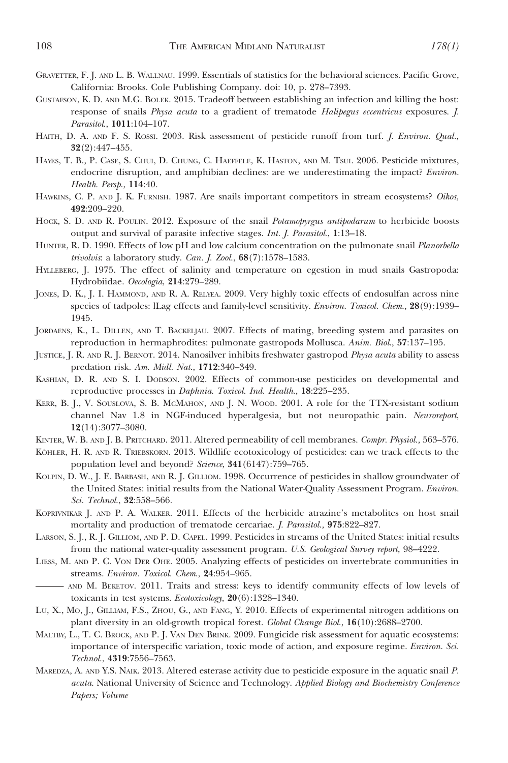Gravetter, F. J. and L. B. Wallnau. 1999. Essentials of statistics for the behavioral sciences. Pacific Grove, California: Brooks. Cole Publishing Company. doi: 10, p. 278–7393.

Gustafson, K. D. and M.G. Bolek. 2015. Tradeoff between establishing an infection and killing the host: response of snails *Physa acuta* to a gradient of trematode *Halipegus eccentricus* exposures. *J. Parasitol.*, **1011**:104–107.

Haith, D. A. and F. S. Rossi. 2003. Risk assessment of pesticide runoff from turf. *J. Environ. Qual.,* **32**(2):447–455.

Hayes, T. B., P. Case, S. Chui, D. Chung, C. Haeffele, K. Haston, and M. Tsui. 2006. Pesticide mixtures, endocrine disruption, and amphibian declines: are we underestimating the impact? *Environ. Health. Persp.*, **114**:40.

Hawkins, C. P. and J. K. Furnish. 1987. Are snails important competitors in stream ecosystems? *Oikos,* **492**:209–220.

Hock, S. D. and R. Poulin. 2012. Exposure of the snail *Potamopyrgus antipodarum* to herbicide boosts output and survival of parasite infective stages. *Int. J. Parasitol.*, **1**:13–18.

Hunter, R. D. 1990. Effects of low pH and low calcium concentration on the pulmonate snail *Planorbella trivolvis*: a laboratory study. *Can. J. Zool.*, **68**(7):1578–1583.

Hylleberg, J. 1975. The effect of salinity and temperature on egestion in mud snails Gastropoda: Hydrobiidae. *Oecologia*, **214**:279–289.

Jones, D. K., J. I. Hammond, and R. A. Relyea. 2009. Very highly toxic effects of endosulfan across nine species of tadpoles: lLag effects and family-level sensitivity. *Environ. Toxicol. Chem.*, **28**(9):1939–1945.

Jordaens, K., L. Dillen, and T. Backeljau. 2007. Effects of mating, breeding system and parasites on reproduction in hermaphrodites: pulmonate gastropods Mollusca. *Anim. Biol.*, **57**:137–195.

Justice, J. R. and R. J. Bernot. 2014. Nanosilver inhibits freshwater gastropod *Physa acuta* ability to assess predation risk. *Am. Midl. Nat.*, **1712**:340–349.

Kashian, D. R. and S. I. Dodson. 2002. Effects of common-use pesticides on developmental and reproductive processes in *Daphnia*. *Toxicol. Ind. Health.*, **18**:225–235.

Kerr, B. J., V. Souslova, S. B. McMahon, and J. N. Wood. 2001. A role for the TTX-resistant sodium channel Nav 1.8 in NGF-induced hyperalgesia, but not neuropathic pain. *Neuroreport*, **12**(14):3077–3080.

Kinter, W. B. and J. B. Pritchard. 2011. Altered permeability of cell membranes. *Compr. Physiol.,* 563–576.

Köhler, H. R. and R. Triebskorn. 2013. Wildlife ecotoxicology of pesticides: can we track effects to the population level and beyond? *Science*, **341**(6147):759–765.

Kolpin, D. W., J. E. Barbash, and R. J. Gilliom. 1998. Occurrence of pesticides in shallow groundwater of the United States: initial results from the National Water-Quality Assessment Program. *Environ. Sci. Technol.*, **32**:558–566.

Koprivnikar J. and P. A. Walker. 2011. Effects of the herbicide atrazine's metabolites on host snail mortality and production of trematode cercariae. *J. Parasitol.,* **975**:822–827.

Larson, S. J., R. J. Gilliom, and P. D. Capel. 1999. Pesticides in streams of the United States: initial results from the national water-quality assessment program. *U.S. Geological Survey report,* 98–4222.

Liess, M. and P. C. Von Der Ohe. 2005. Analyzing effects of pesticides on invertebrate communities in streams. *Environ. Toxicol. Chem.*, **24**:954–965.

——— and M. Beketov. 2011. Traits and stress: keys to identify community effects of low levels of toxicants in test systems. *Ecotoxicology*, **20**(6):1328–1340.

Lu, X., Mo, J., Gilliam, F.S., Zhou, G., and Fang, Y. 2010. Effects of experimental nitrogen additions on plant diversity in an old-growth tropical forest. *Global Change Biol.*, **16**(10):2688–2700.

Maltby, L., T. C. Brock, and P. J. Van Den Brink. 2009. Fungicide risk assessment for aquatic ecosystems: importance of interspecific variation, toxic mode of action, and exposure regime. *Environ. Sci. Technol.*, **4319**:7556–7563.

Maredza, A. and Y.S. Naik. 2013. Altered esterase activity due to pesticide exposure in the aquatic snail *P. acuta*. National University of Science and Technology. *Applied Biology and Biochemistry Conference Papers; Volume*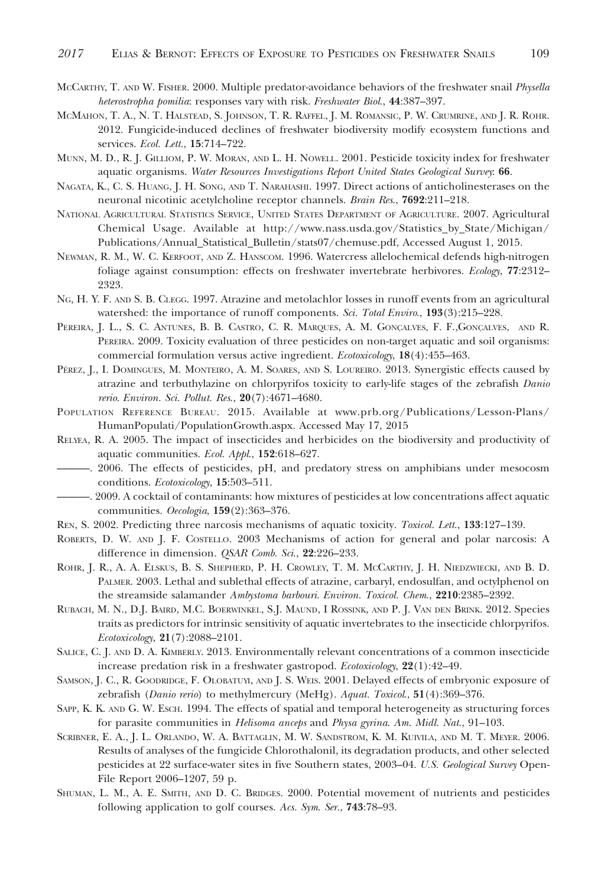McCarthy, T. and W. Fisher. 2000. Multiple predator-avoidance behaviors of the freshwater snail *Physella heterostropha pomilia*: responses vary with risk. *Freshwater Biol.*, **44**:387–397.

McMahon, T. A., N. T. Halstead, S. Johnson, T. R. Raffel, J. M. Romansic, P. W. Crumrine, and J. R. Rohr. 2012. Fungicide-induced declines of freshwater biodiversity modify ecosystem functions and services. *Ecol. Lett.*, **15**:714–722.

Munn, M. D., R. J. Gilliom, P. W. Moran, and L. H. Nowell. 2001. Pesticide toxicity index for freshwater aquatic organisms. *Water Resources Investigations Report United States Geological Survey*: **66**.

Nagata, K., C. S. Huang, J. H. Song, and T. Narahashi. 1997. Direct actions of anticholinesterases on the neuronal nicotinic acetylcholine receptor channels. *Brain Res.*, **7692**:211–218.

National Agricultural Statistics Service, United States Department of Agriculture. 2007. Agricultural Chemical Usage. Available at http://www.nass.usda.gov/Statistics_by_State/Michigan/Publications/Annual_Statistical_Bulletin/stats07/chemuse.pdf, Accessed August 1, 2015.

Newman, R. M., W. C. Kerfoot, and Z. Hanscom. 1996. Watercress allelochemical defends high-nitrogen foliage against consumption: effects on freshwater invertebrate herbivores. *Ecology*, **77**:2312–2323.

Ng, H. Y. F. and S. B. Clegg. 1997. Atrazine and metolachlor losses in runoff events from an agricultural watershed: the importance of runoff components. *Sci. Total Enviro.*, **193**(3):215–228.

Pereira, J. L., S. C. Antunes, B. B. Castro, C. R. Marques, A. M. Gonçalves, F. F.,Gonçalves, and R. Pereira. 2009. Toxicity evaluation of three pesticides on non-target aquatic and soil organisms: commercial formulation versus active ingredient. *Ecotoxicology*, **18**(4):455–463.

Pérez, J., I. Domingues, M. Monteiro, A. M. Soares, and S. Loureiro. 2013. Synergistic effects caused by atrazine and terbuthylazine on chlorpyrifos toxicity to early-life stages of the zebrafish *Danio rerio*. *Environ. Sci. Pollut. Res.*, **20**(7):4671–4680.

Population Reference Bureau. 2015. Available at www.prb.org/Publications/Lesson-Plans/HumanPopulati/PopulationGrowth.aspx. Accessed May 17, 2015

Relyea, R. A. 2005. The impact of insecticides and herbicides on the biodiversity and productivity of aquatic communities. *Ecol. Appl.*, **152**:618–627.

———. 2006. The effects of pesticides, pH, and predatory stress on amphibians under mesocosm conditions. *Ecotoxicology*, **15**:503–511.

———. 2009. A cocktail of contaminants: how mixtures of pesticides at low concentrations affect aquatic communities. *Oecologia*, **159**(2):363–376.

Ren, S. 2002. Predicting three narcosis mechanisms of aquatic toxicity. *Toxicol. Lett.*, **133**:127–139.

Roberts, D. W. and J. F. Costello. 2003 Mechanisms of action for general and polar narcosis: A difference in dimension. *QSAR Comb. Sci.*, **22**:226–233.

Rohr, J. R., A. A. Elskus, B. S. Shepherd, P. H. Crowley, T. M. McCarthy, J. H. Niedzwiecki, and B. D. Palmer. 2003. Lethal and sublethal effects of atrazine, carbaryl, endosulfan, and octylphenol on the streamside salamander *Ambystoma barbouri*. *Environ. Toxicol. Chem.*, **2210**:2385–2392.

Rubach, M. N., D.J. Baird, M.C. Boerwinkel, S.J. Maund, I Rossink, and P. J. Van den Brink. 2012. Species traits as predictors for intrinsic sensitivity of aquatic invertebrates to the insecticide chlorpyrifos. *Ecotoxicology*, **21**(7):2088–2101.

Salice, C. J. and D. A. Kimberly. 2013. Environmentally relevant concentrations of a common insecticide increase predation risk in a freshwater gastropod. *Ecotoxicology*, **22**(1):42–49.

Samson, J. C., R. Goodridge, F. Olobatuyi, and J. S. Weis. 2001. Delayed effects of embryonic exposure of zebrafish (*Danio rerio*) to methylmercury (MeHg). *Aquat. Toxicol.*, **51**(4):369–376.

Sapp, K. K. and G. W. Esch. 1994. The effects of spatial and temporal heterogeneity as structuring forces for parasite communities in *Helisoma anceps* and *Physa gyrina*. *Am. Midl. Nat.*, 91–103.

Scribner, E. A., J. L. Orlando, W. A. Battaglin, M. W. Sandstrom, K. M. Kuivila, and M. T. Meyer. 2006. Results of analyses of the fungicide Chlorothalonil, its degradation products, and other selected pesticides at 22 surface-water sites in five Southern states, 2003–04. *U.S. Geological Survey* Open-File Report 2006–1207, 59 p.

Shuman, L. M., A. E. Smith, and D. C. Bridges. 2000. Potential movement of nutrients and pesticides following application to golf courses. *Acs. Sym. Ser.*, **743**:78–93.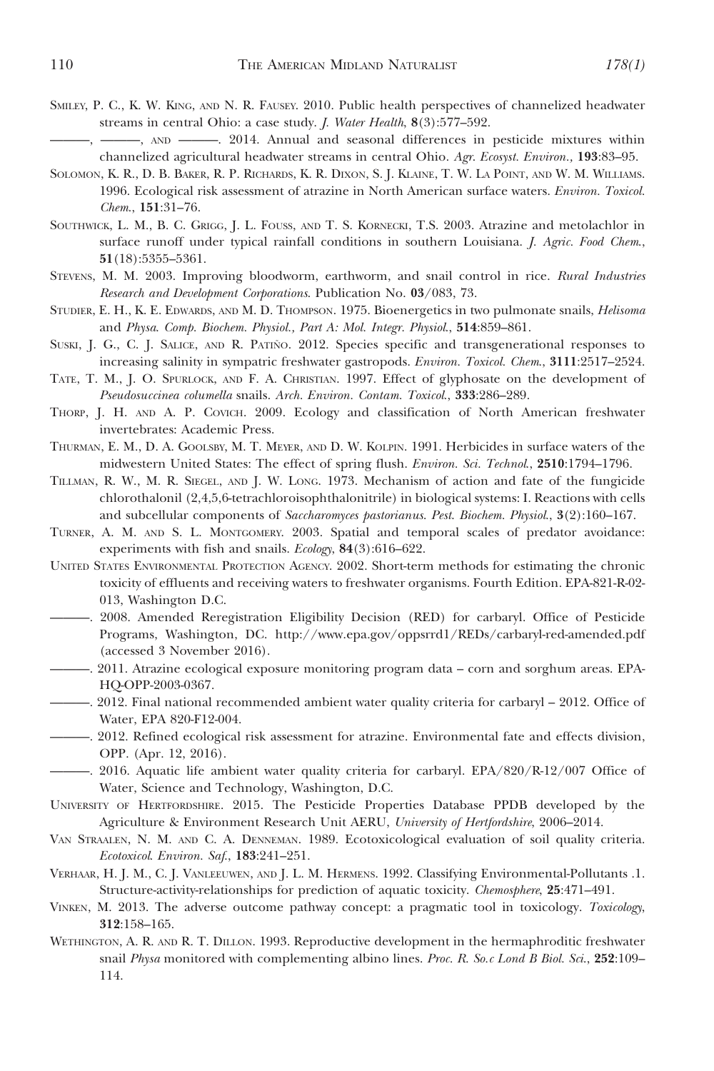Smiley, P. C., K. W. King, and N. R. Fausey. 2010. Public health perspectives of channelized headwater streams in central Ohio: a case study. *J. Water Health*, **8**(3):577–592.

———, ———, and ———. 2014. Annual and seasonal differences in pesticide mixtures within channelized agricultural headwater streams in central Ohio. *Agr. Ecosyst. Environ.*, **193**:83–95.

Solomon, K. R., D. B. Baker, R. P. Richards, K. R. Dixon, S. J. Klaine, T. W. La Point, and W. M. Williams. 1996. Ecological risk assessment of atrazine in North American surface waters. *Environ. Toxicol. Chem.*, **151**:31–76.

Southwick, L. M., B. C. Grigg, J. L. Fouss, and T. S. Kornecki, T.S. 2003. Atrazine and metolachlor in surface runoff under typical rainfall conditions in southern Louisiana. *J. Agric. Food Chem.*, **51**(18):5355–5361.

Stevens, M. M. 2003. Improving bloodworm, earthworm, and snail control in rice. *Rural Industries Research and Development Corporations*. Publication No. **03**/083, 73.

Studier, E. H., K. E. Edwards, and M. D. Thompson. 1975. Bioenergetics in two pulmonate snails, *Helisoma* and *Physa*. *Comp. Biochem. Physiol., Part A: Mol. Integr. Physiol.*, **514**:859–861.

Suski, J. G., C. J. Salice, and R. Patiño. 2012. Species specific and transgenerational responses to increasing salinity in sympatric freshwater gastropods. *Environ. Toxicol. Chem.*, **3111**:2517–2524.

Tate, T. M., J. O. Spurlock, and F. A. Christian. 1997. Effect of glyphosate on the development of *Pseudosuccinea columella* snails. *Arch. Environ. Contam. Toxicol.*, **333**:286–289.

Thorp, J. H. and A. P. Covich. 2009. Ecology and classification of North American freshwater invertebrates: Academic Press.

Thurman, E. M., D. A. Goolsby, M. T. Meyer, and D. W. Kolpin. 1991. Herbicides in surface waters of the midwestern United States: The effect of spring flush. *Environ. Sci. Technol.*, **2510**:1794–1796.

Tillman, R. W., M. R. Siegel, and J. W. Long. 1973. Mechanism of action and fate of the fungicide chlorothalonil (2,4,5,6-tetrachloroisophthalonitrile) in biological systems: I. Reactions with cells and subcellular components of *Saccharomyces pastorianus*. *Pest. Biochem. Physiol.*, **3**(2):160–167.

Turner, A. M. and S. L. Montgomery. 2003. Spatial and temporal scales of predator avoidance: experiments with fish and snails. *Ecology*, **84**(3):616–622.

United States Environmental Protection Agency. 2002. Short-term methods for estimating the chronic toxicity of effluents and receiving waters to freshwater organisms. Fourth Edition. EPA-821-R-02-013, Washington D.C.

———. 2008. Amended Reregistration Eligibility Decision (RED) for carbaryl. Office of Pesticide Programs, Washington, DC. http://www.epa.gov/oppsrrd1/REDs/carbaryl-red-amended.pdf (accessed 3 November 2016).

———. 2011. Atrazine ecological exposure monitoring program data – corn and sorghum areas. EPA-HQ-OPP-2003-0367.

———. 2012. Final national recommended ambient water quality criteria for carbaryl – 2012. Office of Water, EPA 820-F12-004.

———. 2012. Refined ecological risk assessment for atrazine. Environmental fate and effects division, OPP. (Apr. 12, 2016).

———. 2016. Aquatic life ambient water quality criteria for carbaryl. EPA/820/R-12/007 Office of Water, Science and Technology, Washington, D.C.

University of Hertfordshire. 2015. The Pesticide Properties Database PPDB developed by the Agriculture & Environment Research Unit AERU, *University of Hertfordshire*, 2006–2014.

Van Straalen, N. M. and C. A. Denneman. 1989. Ecotoxicological evaluation of soil quality criteria. *Ecotoxicol. Environ. Saf.*, **183**:241–251.

Verhaar, H. J. M., C. J. Vanleeuwen, and J. L. M. Hermens. 1992. Classifying Environmental-Pollutants .1. Structure-activity-relationships for prediction of aquatic toxicity. *Chemosphere*, **25**:471–491.

Vinken, M. 2013. The adverse outcome pathway concept: a pragmatic tool in toxicology. *Toxicology*, **312**:158–165.

Wethington, A. R. and R. T. Dillon. 1993. Reproductive development in the hermaphroditic freshwater snail *Physa* monitored with complementing albino lines. *Proc. R. So.c Lond B Biol. Sci.*, **252**:109–114.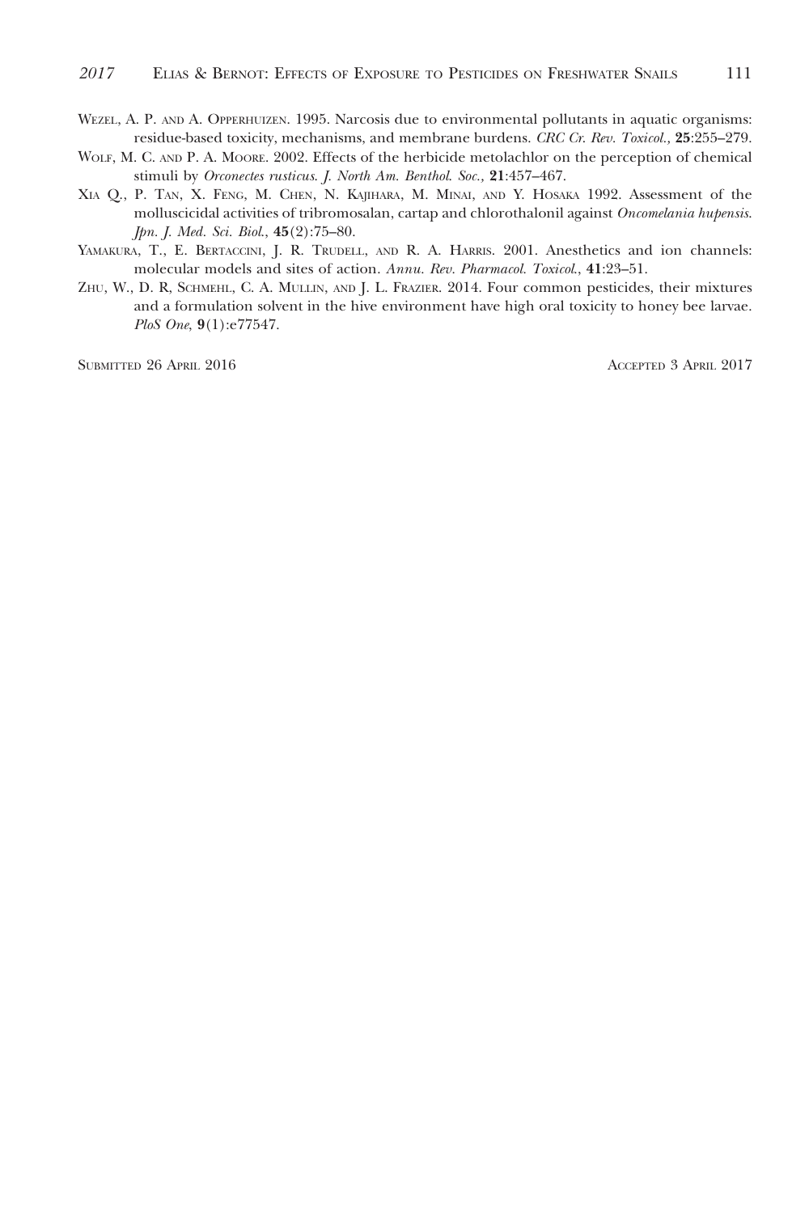WEZEL, A. P. AND A. OPPERHUIZEN. 1995. Narcosis due to environmental pollutants in aquatic organisms: residue-based toxicity, mechanisms, and membrane burdens. *CRC Cr. Rev. Toxicol.,* **25**:255–279.

WOLF, M. C. AND P. A. MOORE. 2002. Effects of the herbicide metolachlor on the perception of chemical stimuli by *Orconectes rusticus*. *J. North Am. Benthol. Soc.,* **21**:457–467.

XIA Q., P. TAN, X. FENG, M. CHEN, N. KAJIHARA, M. MINAI, AND Y. HOSAKA 1992. Assessment of the molluscicidal activities of tribromosalan, cartap and chlorothalonil against *Oncomelania hupensis*. *Jpn. J. Med. Sci. Biol.,* **45**(2):75–80.

YAMAKURA, T., E. BERTACCINI, J. R. TRUDELL, AND R. A. HARRIS. 2001. Anesthetics and ion channels: molecular models and sites of action. *Annu. Rev. Pharmacol. Toxicol.,* **41**:23–51.

ZHU, W., D. R, SCHMEHL, C. A. MULLIN, AND J. L. FRAZIER. 2014. Four common pesticides, their mixtures and a formulation solvent in the hive environment have high oral toxicity to honey bee larvae. *PloS One*, **9**(1):e77547.

SUBMITTED 26 APRIL 2016 ACCEPTED 3 APRIL 2017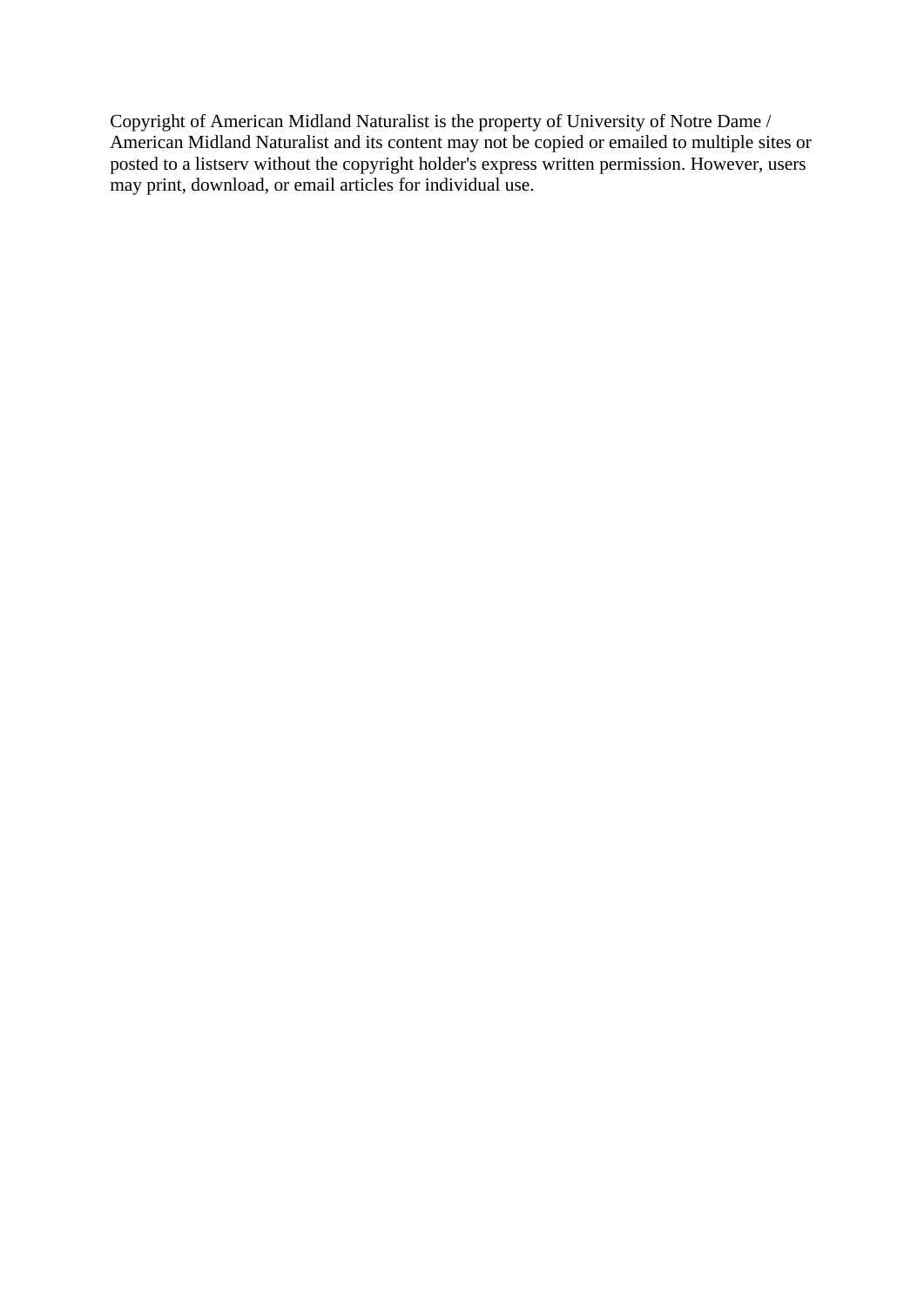Copyright of American Midland Naturalist is the property of University of Notre Dame / American Midland Naturalist and its content may not be copied or emailed to multiple sites or posted to a listserv without the copyright holder's express written permission. However, users may print, download, or email articles for individual use.